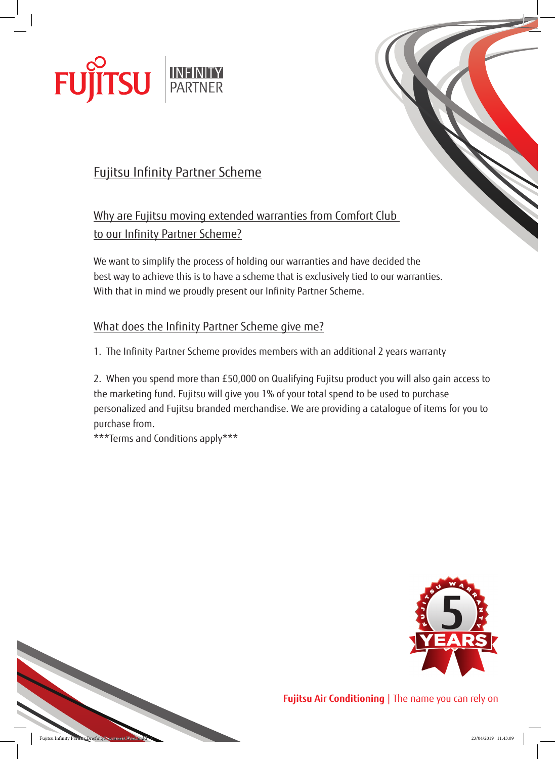FUJITSU | INFINITY PARTNER

# Fujitsu Infinity Partner Scheme

## Why are Fujitsu moving extended warranties from Comfort Club to our Infinity Partner Scheme?

We want to simplify the process of holding our warranties and have decided the best way to achieve this is to have a scheme that is exclusively tied to our warranties. With that in mind we proudly present our Infinity Partner Scheme.

## What does the Infinity Partner Scheme give me?

1. The Infinity Partner Scheme provides members with an additional 2 years warranty

2. When you spend more than £50,000 on Qualifying Fujitsu product you will also gain access to the marketing fund. Fujitsu will give you 1% of your total spend to be used to purchase personalized and Fujitsu branded merchandise. We are providing a catalogue of items for you to purchase from.

***Terms and Conditions apply***

FUJITSU WARRANTY 5 YEARS

**Fujitsu Air Conditioning** | The name you can rely on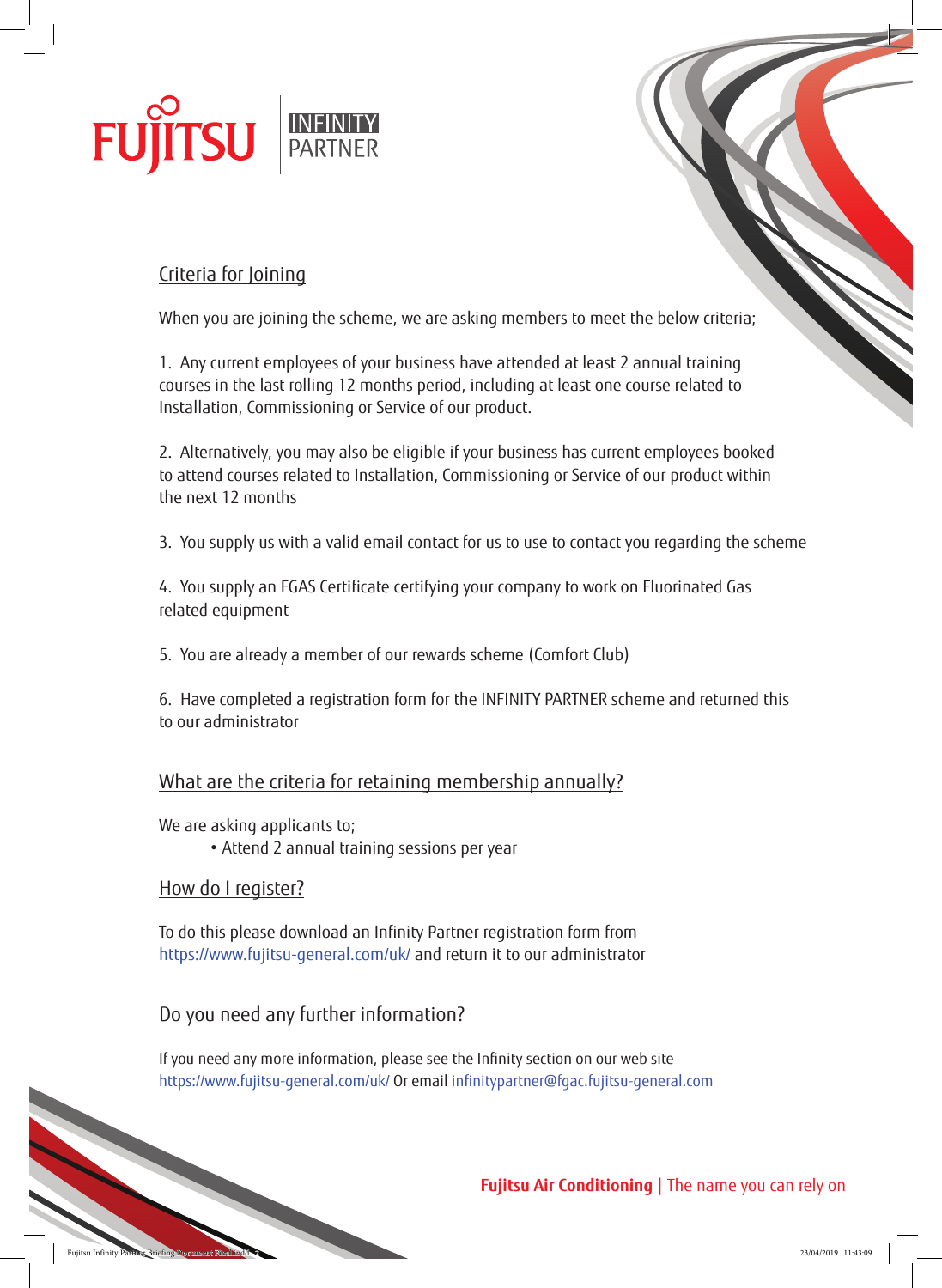FUJITSU | INFINITY PARTNER

## Criteria for Joining

When you are joining the scheme, we are asking members to meet the below criteria;

1. Any current employees of your business have attended at least 2 annual training courses in the last rolling 12 months period, including at least one course related to Installation, Commissioning or Service of our product.

2. Alternatively, you may also be eligible if your business has current employees booked to attend courses related to Installation, Commissioning or Service of our product within the next 12 months

3. You supply us with a valid email contact for us to use to contact you regarding the scheme

4. You supply an FGAS Certificate certifying your company to work on Fluorinated Gas related equipment

5. You are already a member of our rewards scheme (Comfort Club)

6. Have completed a registration form for the INFINITY PARTNER scheme and returned this to our administrator

## What are the criteria for retaining membership annually?

We are asking applicants to;

- Attend 2 annual training sessions per year

## How do I register?

To do this please download an Infinity Partner registration form from https://www.fujitsu-general.com/uk/ and return it to our administrator

## Do you need any further information?

If you need any more information, please see the Infinity section on our web site https://www.fujitsu-general.com/uk/ Or email infinitypartner@fgac.fujitsu-general.com

**Fujitsu Air Conditioning** | The name you can rely on